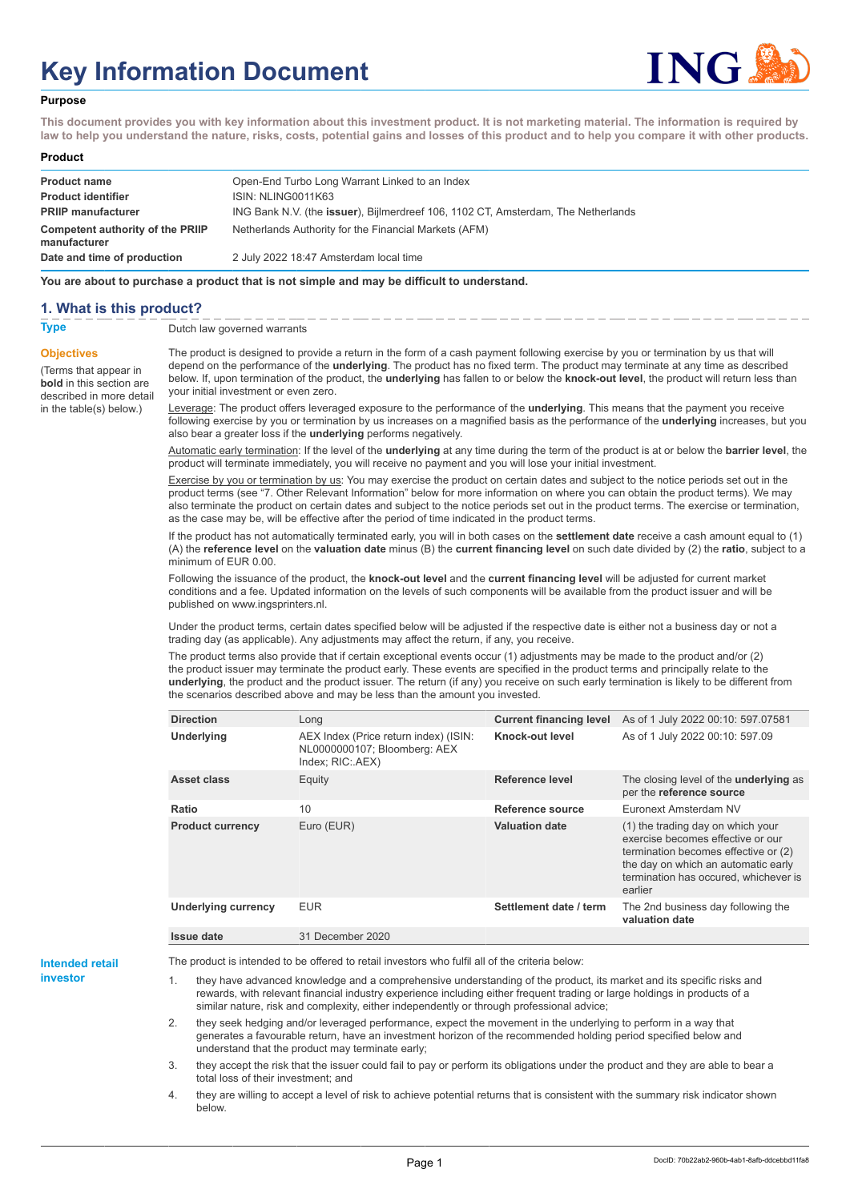# Key Information Document

**Purpose**

**This document provides you with key information about this investment product. It is not marketing material. The information is required by law to help you understand the nature, risks, costs, potential gains and losses of this product and to help you compare it with other products.**

**Product**

| | |
|---|---|
| **Product name** | Open-End Turbo Long Warrant Linked to an Index |
| **Product identifier** | ISIN: NLING0011K63 |
| **PRIIP manufacturer** | ING Bank N.V. (the **issuer**), Bijlmerdreef 106, 1102 CT, Amsterdam, The Netherlands |
| **Competent authority of the PRIIP manufacturer** | Netherlands Authority for the Financial Markets (AFM) |
| **Date and time of production** | 2 July 2022 18:47 Amsterdam local time |

**You are about to purchase a product that is not simple and may be difficult to understand.**

## 1. What is this product?

**Type**

Dutch law governed warrants

**Objectives**

(Terms that appear in **bold** in this section are described in more detail in the table(s) below.)

The product is designed to provide a return in the form of a cash payment following exercise by you or termination by us that will depend on the performance of the **underlying**. The product has no fixed term. The product may terminate at any time as described below. If, upon termination of the product, the **underlying** has fallen to or below the **knock-out level**, the product will return less than your initial investment or even zero.

Leverage: The product offers leveraged exposure to the performance of the **underlying**. This means that the payment you receive following exercise by you or termination by us increases on a magnified basis as the performance of the **underlying** increases, but you also bear a greater loss if the **underlying** performs negatively.

Automatic early termination: If the level of the **underlying** at any time during the term of the product is at or below the **barrier level**, the product will terminate immediately, you will receive no payment and you will lose your initial investment.

Exercise by you or termination by us: You may exercise the product on certain dates and subject to the notice periods set out in the product terms (see "7. Other Relevant Information" below for more information on where you can obtain the product terms). We may also terminate the product on certain dates and subject to the notice periods set out in the product terms. The exercise or termination, as the case may be, will be effective after the period of time indicated in the product terms.

If the product has not automatically terminated early, you will in both cases on the **settlement date** receive a cash amount equal to (1) (A) the **reference level** on the **valuation date** minus (B) the **current financing level** on such date divided by (2) the **ratio**, subject to a minimum of EUR 0.00.

Following the issuance of the product, the **knock-out level** and the **current financing level** will be adjusted for current market conditions and a fee. Updated information on the levels of such components will be available from the product issuer and will be published on www.ingsprinters.nl.

Under the product terms, certain dates specified below will be adjusted if the respective date is either not a business day or not a trading day (as applicable). Any adjustments may affect the return, if any, you receive.

The product terms also provide that if certain exceptional events occur (1) adjustments may be made to the product and/or (2) the product issuer may terminate the product early. These events are specified in the product terms and principally relate to the **underlying**, the product and the product issuer. The return (if any) you receive on such early termination is likely to be different from the scenarios described above and may be less than the amount you invested.

| | | | |
|---|---|---|---|
| **Direction** | Long | **Current financing level** | As of 1 July 2022 00:10: 597.07581 |
| **Underlying** | AEX Index (Price return index) (ISIN: NL0000000107; Bloomberg: AEX Index; RIC:.AEX) | **Knock-out level** | As of 1 July 2022 00:10: 597.09 |
| **Asset class** | Equity | **Reference level** | The closing level of the **underlying** as per the **reference source** |
| **Ratio** | 10 | **Reference source** | Euronext Amsterdam NV |
| **Product currency** | Euro (EUR) | **Valuation date** | (1) the trading day on which your exercise becomes effective or our termination becomes effective or (2) the day on which an automatic early termination has occured, whichever is earlier |
| **Underlying currency** | EUR | **Settlement date / term** | The 2nd business day following the **valuation date** |
| **Issue date** | 31 December 2020 | | |

**Intended retail investor**

The product is intended to be offered to retail investors who fulfil all of the criteria below:

1. they have advanced knowledge and a comprehensive understanding of the product, its market and its specific risks and rewards, with relevant financial industry experience including either frequent trading or large holdings in products of a similar nature, risk and complexity, either independently or through professional advice;
2. they seek hedging and/or leveraged performance, expect the movement in the underlying to perform in a way that generates a favourable return, have an investment horizon of the recommended holding period specified below and understand that the product may terminate early;
3. they accept the risk that the issuer could fail to pay or perform its obligations under the product and they are able to bear a total loss of their investment; and
4. they are willing to accept a level of risk to achieve potential returns that is consistent with the summary risk indicator shown below.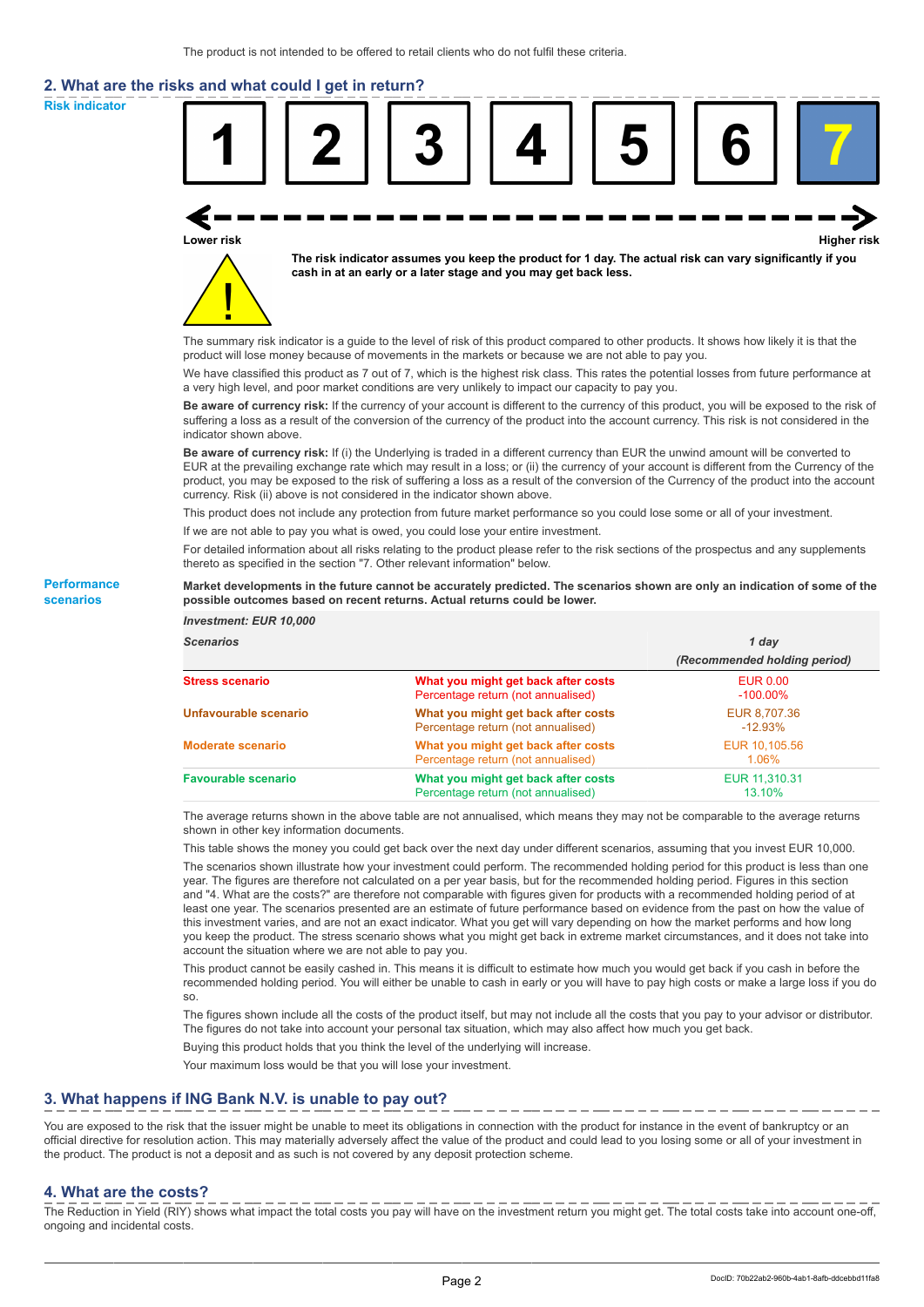The product is not intended to be offered to retail clients who do not fulfil these criteria.

## 2. What are the risks and what could I get in return?

**Risk indicator**

1 2 3 4 5 6 **7**

Lower risk — Higher risk

**The risk indicator assumes you keep the product for 1 day. The actual risk can vary significantly if you cash in at an early or a later stage and you may get back less.**

The summary risk indicator is a guide to the level of risk of this product compared to other products. It shows how likely it is that the product will lose money because of movements in the markets or because we are not able to pay you.

We have classified this product as 7 out of 7, which is the highest risk class. This rates the potential losses from future performance at a very high level, and poor market conditions are very unlikely to impact our capacity to pay you.

**Be aware of currency risk:** If the currency of your account is different to the currency of this product, you will be exposed to the risk of suffering a loss as a result of the conversion of the currency of the product into the account currency. This risk is not considered in the indicator shown above.

**Be aware of currency risk:** If (i) the Underlying is traded in a different currency than EUR the unwind amount will be converted to EUR at the prevailing exchange rate which may result in a loss; or (ii) the currency of your account is different from the Currency of the product, you may be exposed to the risk of suffering a loss as a result of the conversion of the Currency of the product into the account currency. Risk (ii) above is not considered in the indicator shown above.

This product does not include any protection from future market performance so you could lose some or all of your investment.

If we are not able to pay you what is owed, you could lose your entire investment.

For detailed information about all risks relating to the product please refer to the risk sections of the prospectus and any supplements thereto as specified in the section "7. Other relevant information" below.

**Performance scenarios**

**Market developments in the future cannot be accurately predicted. The scenarios shown are only an indication of some of the possible outcomes based on recent returns. Actual returns could be lower.**

| *Investment: EUR 10,000* | | |
|---|---|---|
| *Scenarios* | | *1 day* *(Recommended holding period)* |
| **Stress scenario** | **What you might get back after costs** | EUR 0.00 |
| | Percentage return (not annualised) | -100.00% |
| **Unfavourable scenario** | **What you might get back after costs** | EUR 8,707.36 |
| | Percentage return (not annualised) | -12.93% |
| **Moderate scenario** | **What you might get back after costs** | EUR 10,105.56 |
| | Percentage return (not annualised) | 1.06% |
| **Favourable scenario** | **What you might get back after costs** | EUR 11,310.31 |
| | Percentage return (not annualised) | 13.10% |

The average returns shown in the above table are not annualised, which means they may not be comparable to the average returns shown in other key information documents.

This table shows the money you could get back over the next day under different scenarios, assuming that you invest EUR 10,000.

The scenarios shown illustrate how your investment could perform. The recommended holding period for this product is less than one year. The figures are therefore not calculated on a per year basis, but for the recommended holding period. Figures in this section and "4. What are the costs?" are therefore not comparable with figures given for products with a recommended holding period of at least one year. The scenarios presented are an estimate of future performance based on evidence from the past on how the value of this investment varies, and are not an exact indicator. What you get will vary depending on how the market performs and how long you keep the product. The stress scenario shows what you might get back in extreme market circumstances, and it does not take into account the situation where we are not able to pay you.

This product cannot be easily cashed in. This means it is difficult to estimate how much you would get back if you cash in before the recommended holding period. You will either be unable to cash in early or you will have to pay high costs or make a large loss if you do so.

The figures shown include all the costs of the product itself, but may not include all the costs that you pay to your advisor or distributor. The figures do not take into account your personal tax situation, which may also affect how much you get back.

Buying this product holds that you think the level of the underlying will increase.

Your maximum loss would be that you will lose your investment.

## 3. What happens if ING Bank N.V. is unable to pay out?

You are exposed to the risk that the issuer might be unable to meet its obligations in connection with the product for instance in the event of bankruptcy or an official directive for resolution action. This may materially adversely affect the value of the product and could lead to you losing some or all of your investment in the product. The product is not a deposit and as such is not covered by any deposit protection scheme.

## 4. What are the costs?

The Reduction in Yield (RIY) shows what impact the total costs you pay will have on the investment return you might get. The total costs take into account one-off, ongoing and incidental costs.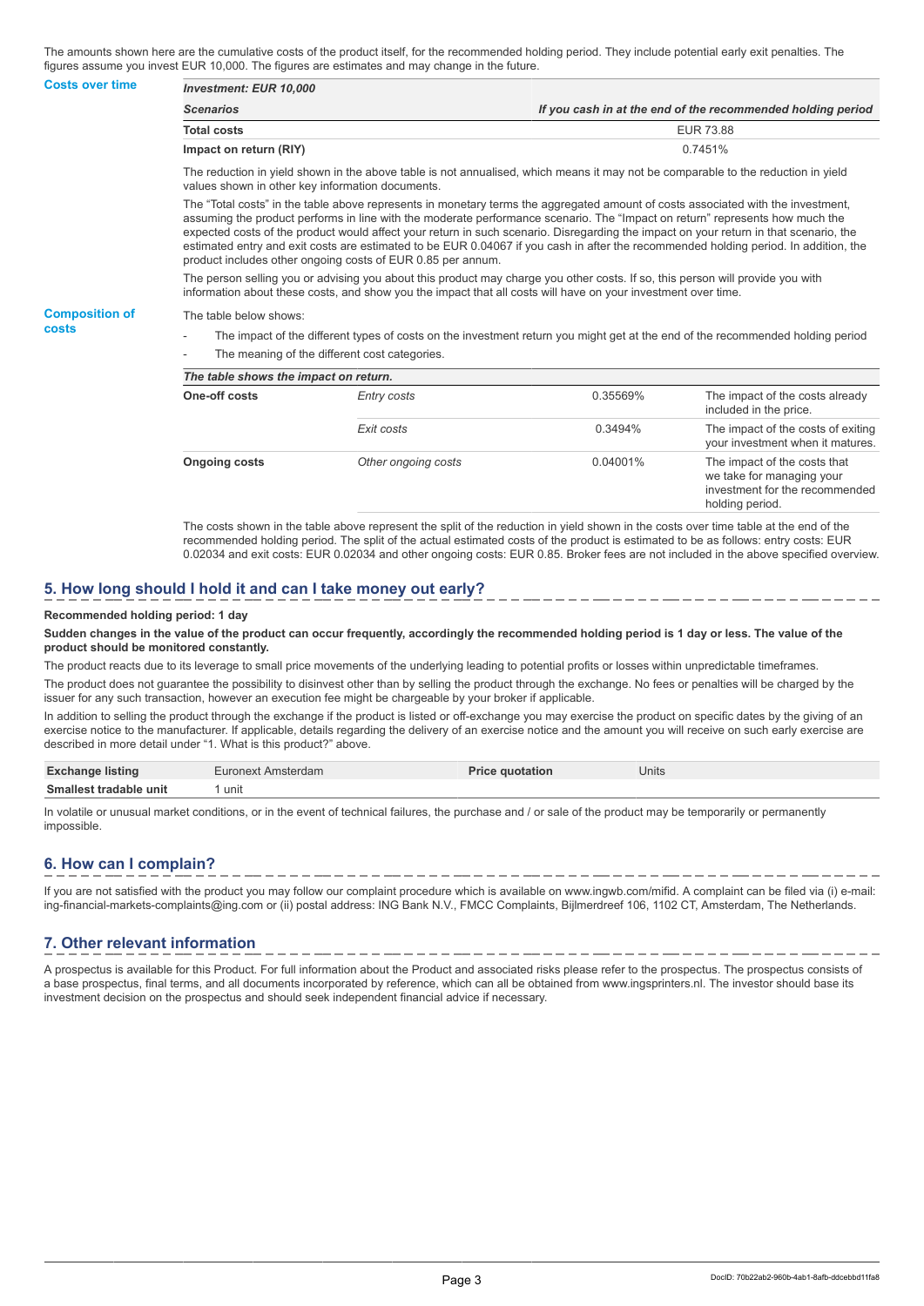The amounts shown here are the cumulative costs of the product itself, for the recommended holding period. They include potential early exit penalties. The figures assume you invest EUR 10,000. The figures are estimates and may change in the future.

**Costs over time**

| *Investment: EUR 10,000* | |
|---|---|
| ***Scenarios*** | ***If you cash in at the end of the recommended holding period*** |
| **Total costs** | EUR 73.88 |
| **Impact on return (RIY)** | 0.7451% |

The reduction in yield shown in the above table is not annualised, which means it may not be comparable to the reduction in yield values shown in other key information documents.

The "Total costs" in the table above represents in monetary terms the aggregated amount of costs associated with the investment, assuming the product performs in line with the moderate performance scenario. The "Impact on return" represents how much the expected costs of the product would affect your return in such scenario. Disregarding the impact on your return in that scenario, the estimated entry and exit costs are estimated to be EUR 0.04067 if you cash in after the recommended holding period. In addition, the product includes other ongoing costs of EUR 0.85 per annum.

The person selling you or advising you about this product may charge you other costs. If so, this person will provide you with information about these costs, and show you the impact that all costs will have on your investment over time.

**Composition of costs**

The table below shows:

- The impact of the different types of costs on the investment return you might get at the end of the recommended holding period
- The meaning of the different cost categories.

| *The table shows the impact on return.* | | | |
|---|---|---|---|
| **One-off costs** | *Entry costs* | 0.35569% | The impact of the costs already included in the price. |
| | *Exit costs* | 0.3494% | The impact of the costs of exiting your investment when it matures. |
| **Ongoing costs** | *Other ongoing costs* | 0.04001% | The impact of the costs that we take for managing your investment for the recommended holding period. |

The costs shown in the table above represent the split of the reduction in yield shown in the costs over time table at the end of the recommended holding period. The split of the actual estimated costs of the product is estimated to be as follows: entry costs: EUR 0.02034 and exit costs: EUR 0.02034 and other ongoing costs: EUR 0.85. Broker fees are not included in the above specified overview.

## 5. How long should I hold it and can I take money out early?

**Recommended holding period: 1 day**

**Sudden changes in the value of the product can occur frequently, accordingly the recommended holding period is 1 day or less. The value of the product should be monitored constantly.**

The product reacts due to its leverage to small price movements of the underlying leading to potential profits or losses within unpredictable timeframes.

The product does not guarantee the possibility to disinvest other than by selling the product through the exchange. No fees or penalties will be charged by the issuer for any such transaction, however an execution fee might be chargeable by your broker if applicable.

In addition to selling the product through the exchange if the product is listed or off-exchange you may exercise the product on specific dates by the giving of an exercise notice to the manufacturer. If applicable, details regarding the delivery of an exercise notice and the amount you will receive on such early exercise are described in more detail under "1. What is this product?" above.

| | | | |
|---|---|---|---|
| **Exchange listing** | Euronext Amsterdam | **Price quotation** | Units |
| **Smallest tradable unit** | 1 unit | | |

In volatile or unusual market conditions, or in the event of technical failures, the purchase and / or sale of the product may be temporarily or permanently impossible.

## 6. How can I complain?

If you are not satisfied with the product you may follow our complaint procedure which is available on www.ingwb.com/mifid. A complaint can be filed via (i) e-mail: ing-financial-markets-complaints@ing.com or (ii) postal address: ING Bank N.V., FMCC Complaints, Bijlmerdreef 106, 1102 CT, Amsterdam, The Netherlands.

## 7. Other relevant information

A prospectus is available for this Product. For full information about the Product and associated risks please refer to the prospectus. The prospectus consists of a base prospectus, final terms, and all documents incorporated by reference, which can all be obtained from www.ingsprinters.nl. The investor should base its investment decision on the prospectus and should seek independent financial advice if necessary.